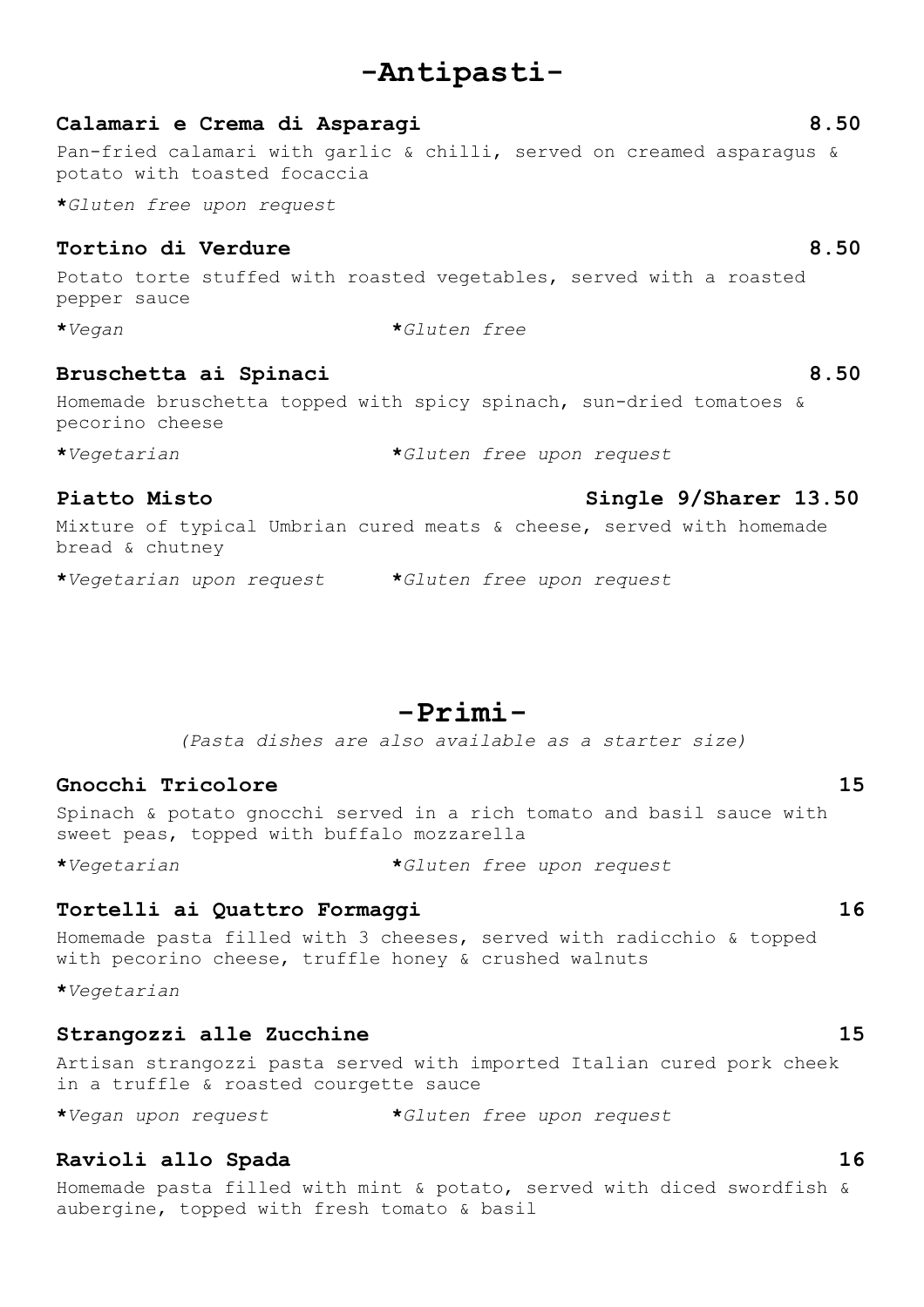# -Antipasti-

**Calamari e Crema di Asparagi** **8.50**

Pan-fried calamari with garlic & chilli, served on creamed asparagus & potato with toasted focaccia

**\***_Gluten free upon request_

**Tortino di Verdure** **8.50**

Potato torte stuffed with roasted vegetables, served with a roasted pepper sauce

**\***_Vegan_ **\***_Gluten free_

**Bruschetta ai Spinaci** **8.50**

Homemade bruschetta topped with spicy spinach, sun-dried tomatoes & pecorino cheese

**\***_Vegetarian_ **\***_Gluten free upon request_

**Piatto Misto** **Single 9/Sharer 13.50**

Mixture of typical Umbrian cured meats & cheese, served with homemade bread & chutney

**\***_Vegetarian upon request_ **\***_Gluten free upon request_

# -Primi-

_(Pasta dishes are also available as a starter size)_

**Gnocchi Tricolore** **15**

Spinach & potato gnocchi served in a rich tomato and basil sauce with sweet peas, topped with buffalo mozzarella

**\***_Vegetarian_ **\***_Gluten free upon request_

**Tortelli ai Quattro Formaggi** **16**

Homemade pasta filled with 3 cheeses, served with radicchio & topped with pecorino cheese, truffle honey & crushed walnuts

**\***_Vegetarian_

**Strangozzi alle Zucchine** **15**

Artisan strangozzi pasta served with imported Italian cured pork cheek in a truffle & roasted courgette sauce

**\***_Vegan upon request_ **\***_Gluten free upon request_

**Ravioli allo Spada** **16**

Homemade pasta filled with mint & potato, served with diced swordfish & aubergine, topped with fresh tomato & basil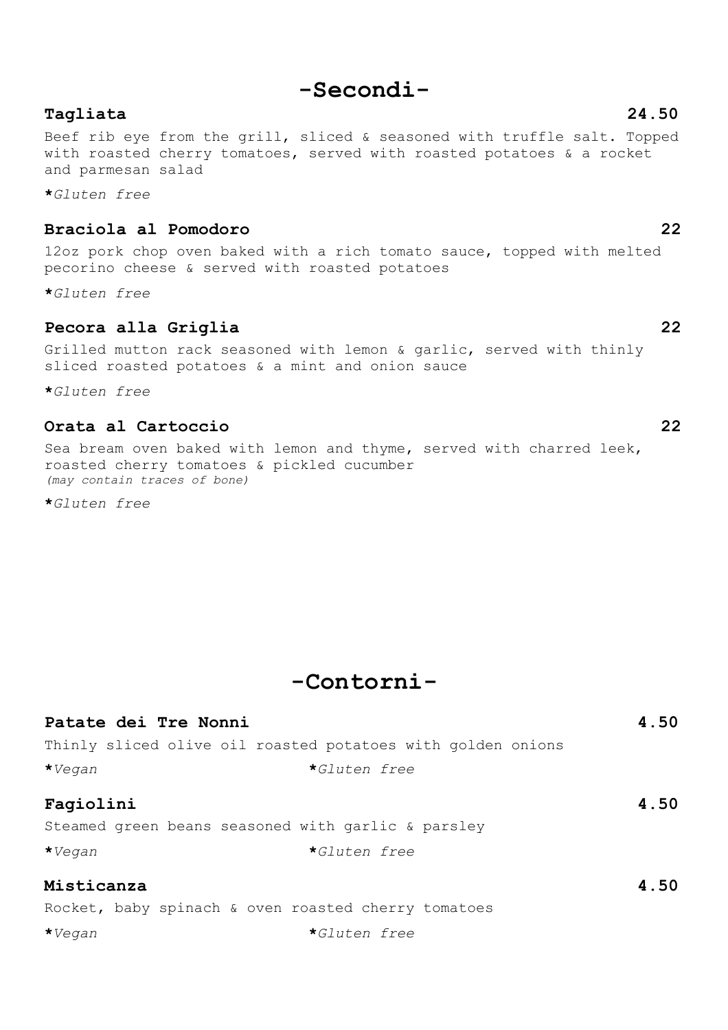## -Secondi-

**Tagliata** **24.50**

Beef rib eye from the grill, sliced & seasoned with truffle salt. Topped with roasted cherry tomatoes, served with roasted potatoes & a rocket and parmesan salad

**\***_Gluten free_

**Braciola al Pomodoro** **22**

12oz pork chop oven baked with a rich tomato sauce, topped with melted pecorino cheese & served with roasted potatoes

**\***_Gluten free_

**Pecora alla Griglia** **22**

Grilled mutton rack seasoned with lemon & garlic, served with thinly sliced roasted potatoes & a mint and onion sauce

**\***_Gluten free_

**Orata al Cartoccio** **22**

Sea bream oven baked with lemon and thyme, served with charred leek, roasted cherry tomatoes & pickled cucumber
_(may contain traces of bone)_

**\***_Gluten free_

## -Contorni-

**Patate dei Tre Nonni** **4.50**

Thinly sliced olive oil roasted potatoes with golden onions

**\***_Vegan_ **\***_Gluten free_

**Fagiolini** **4.50**

Steamed green beans seasoned with garlic & parsley

**\***_Vegan_ **\***_Gluten free_

**Misticanza** **4.50**

Rocket, baby spinach & oven roasted cherry tomatoes

**\***_Vegan_ **\***_Gluten free_